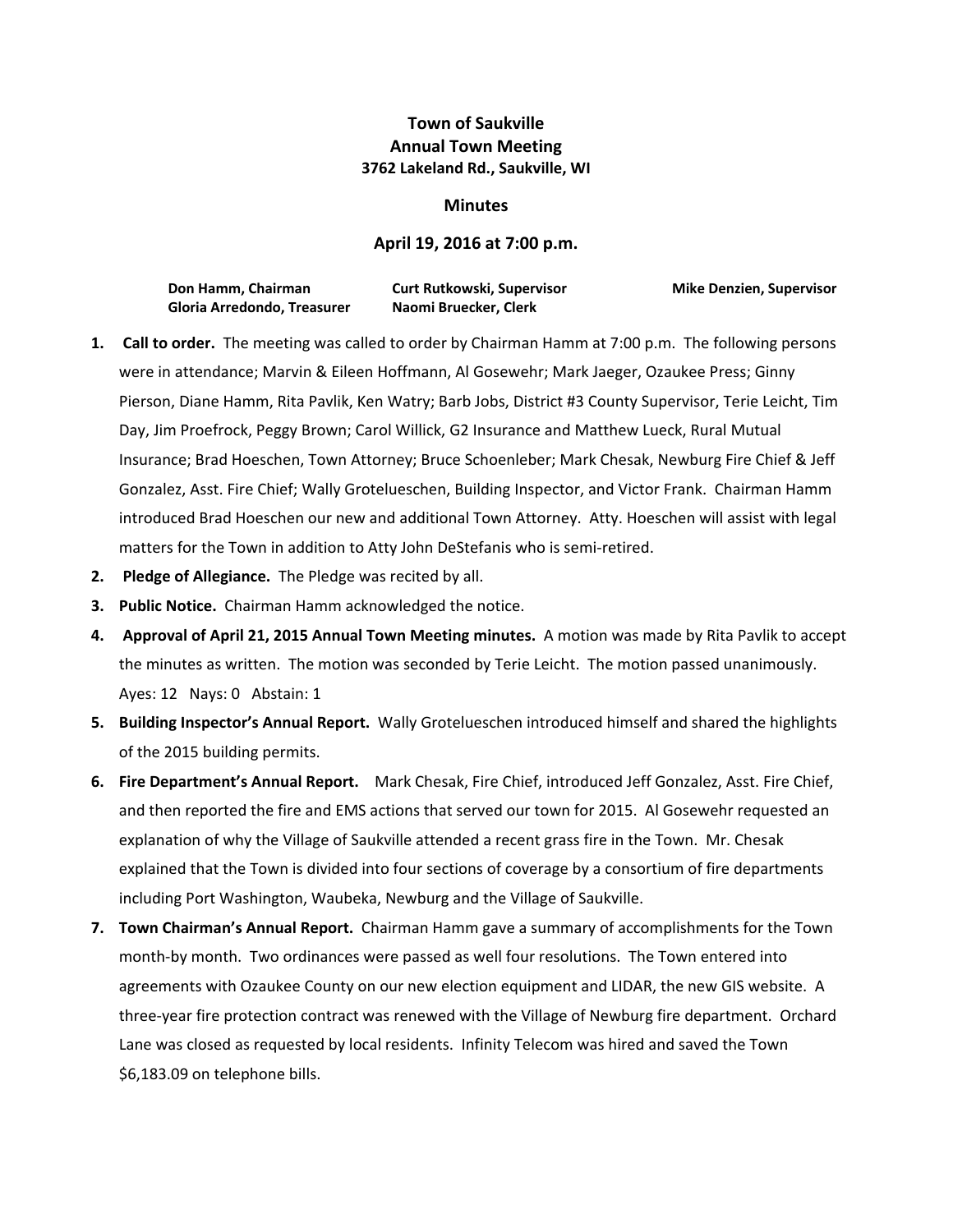# Town of Saukville
## Annual Town Meeting
### 3762 Lakeland Rd., Saukville, WI

## Minutes

## April 19, 2016 at 7:00 p.m.

**Don Hamm, Chairman** **Curt Rutkowski, Supervisor** **Mike Denzien, Supervisor**
**Gloria Arredondo, Treasurer** **Naomi Bruecker, Clerk**

1. **Call to order.** The meeting was called to order by Chairman Hamm at 7:00 p.m. The following persons were in attendance; Marvin & Eileen Hoffmann, Al Gosewehr; Mark Jaeger, Ozaukee Press; Ginny Pierson, Diane Hamm, Rita Pavlik, Ken Watry; Barb Jobs, District #3 County Supervisor, Terie Leicht, Tim Day, Jim Proefrock, Peggy Brown; Carol Willick, G2 Insurance and Matthew Lueck, Rural Mutual Insurance; Brad Hoeschen, Town Attorney; Bruce Schoenleber; Mark Chesak, Newburg Fire Chief & Jeff Gonzalez, Asst. Fire Chief; Wally Grotelueschen, Building Inspector, and Victor Frank. Chairman Hamm introduced Brad Hoeschen our new and additional Town Attorney. Atty. Hoeschen will assist with legal matters for the Town in addition to Atty John DeStefanis who is semi-retired.
2. **Pledge of Allegiance.** The Pledge was recited by all.
3. **Public Notice.** Chairman Hamm acknowledged the notice.
4. **Approval of April 21, 2015 Annual Town Meeting minutes.** A motion was made by Rita Pavlik to accept the minutes as written. The motion was seconded by Terie Leicht. The motion passed unanimously. Ayes: 12 Nays: 0 Abstain: 1
5. **Building Inspector's Annual Report.** Wally Grotelueschen introduced himself and shared the highlights of the 2015 building permits.
6. **Fire Department's Annual Report.** Mark Chesak, Fire Chief, introduced Jeff Gonzalez, Asst. Fire Chief, and then reported the fire and EMS actions that served our town for 2015. Al Gosewehr requested an explanation of why the Village of Saukville attended a recent grass fire in the Town. Mr. Chesak explained that the Town is divided into four sections of coverage by a consortium of fire departments including Port Washington, Waubeka, Newburg and the Village of Saukville.
7. **Town Chairman's Annual Report.** Chairman Hamm gave a summary of accomplishments for the Town month-by month. Two ordinances were passed as well four resolutions. The Town entered into agreements with Ozaukee County on our new election equipment and LIDAR, the new GIS website. A three-year fire protection contract was renewed with the Village of Newburg fire department. Orchard Lane was closed as requested by local residents. Infinity Telecom was hired and saved the Town $6,183.09 on telephone bills.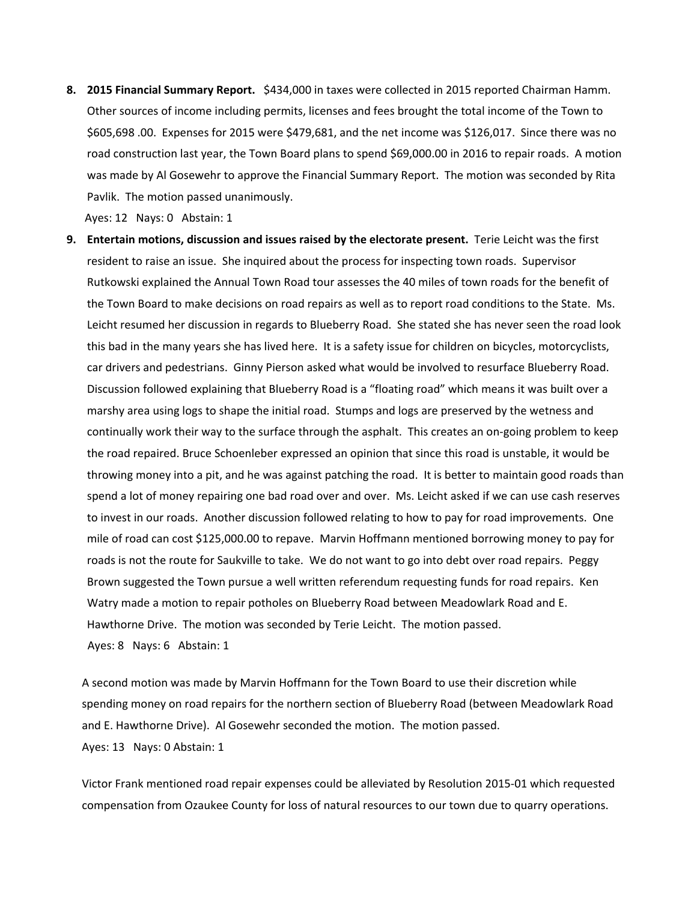8. **2015 Financial Summary Report.** $434,000 in taxes were collected in 2015 reported Chairman Hamm. Other sources of income including permits, licenses and fees brought the total income of the Town to $605,698 .00. Expenses for 2015 were $479,681, and the net income was $126,017. Since there was no road construction last year, the Town Board plans to spend $69,000.00 in 2016 to repair roads. A motion was made by Al Gosewehr to approve the Financial Summary Report. The motion was seconded by Rita Pavlik. The motion passed unanimously.

   Ayes: 12 Nays: 0 Abstain: 1

9. **Entertain motions, discussion and issues raised by the electorate present.** Terie Leicht was the first resident to raise an issue. She inquired about the process for inspecting town roads. Supervisor Rutkowski explained the Annual Town Road tour assesses the 40 miles of town roads for the benefit of the Town Board to make decisions on road repairs as well as to report road conditions to the State. Ms. Leicht resumed her discussion in regards to Blueberry Road. She stated she has never seen the road look this bad in the many years she has lived here. It is a safety issue for children on bicycles, motorcyclists, car drivers and pedestrians. Ginny Pierson asked what would be involved to resurface Blueberry Road. Discussion followed explaining that Blueberry Road is a "floating road" which means it was built over a marshy area using logs to shape the initial road. Stumps and logs are preserved by the wetness and continually work their way to the surface through the asphalt. This creates an on-going problem to keep the road repaired. Bruce Schoenleber expressed an opinion that since this road is unstable, it would be throwing money into a pit, and he was against patching the road. It is better to maintain good roads than spend a lot of money repairing one bad road over and over. Ms. Leicht asked if we can use cash reserves to invest in our roads. Another discussion followed relating to how to pay for road improvements. One mile of road can cost $125,000.00 to repave. Marvin Hoffmann mentioned borrowing money to pay for roads is not the route for Saukville to take. We do not want to go into debt over road repairs. Peggy Brown suggested the Town pursue a well written referendum requesting funds for road repairs. Ken Watry made a motion to repair potholes on Blueberry Road between Meadowlark Road and E. Hawthorne Drive. The motion was seconded by Terie Leicht. The motion passed.

   Ayes: 8 Nays: 6 Abstain: 1

   A second motion was made by Marvin Hoffmann for the Town Board to use their discretion while spending money on road repairs for the northern section of Blueberry Road (between Meadowlark Road and E. Hawthorne Drive). Al Gosewehr seconded the motion. The motion passed.

   Ayes: 13 Nays: 0 Abstain: 1

   Victor Frank mentioned road repair expenses could be alleviated by Resolution 2015-01 which requested compensation from Ozaukee County for loss of natural resources to our town due to quarry operations.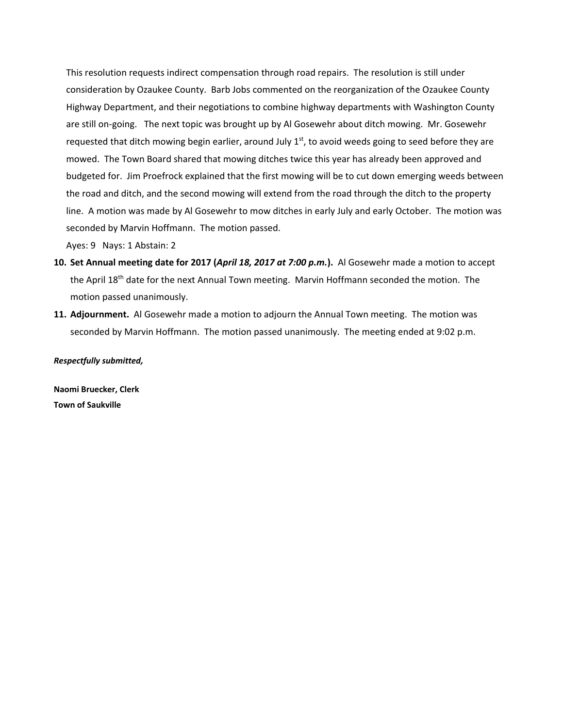This resolution requests indirect compensation through road repairs. The resolution is still under consideration by Ozaukee County. Barb Jobs commented on the reorganization of the Ozaukee County Highway Department, and their negotiations to combine highway departments with Washington County are still on-going. The next topic was brought up by Al Gosewehr about ditch mowing. Mr. Gosewehr requested that ditch mowing begin earlier, around July 1st, to avoid weeds going to seed before they are mowed. The Town Board shared that mowing ditches twice this year has already been approved and budgeted for. Jim Proefrock explained that the first mowing will be to cut down emerging weeds between the road and ditch, and the second mowing will extend from the road through the ditch to the property line. A motion was made by Al Gosewehr to mow ditches in early July and early October. The motion was seconded by Marvin Hoffmann. The motion passed.

Ayes: 9 Nays: 1 Abstain: 2

10. **Set Annual meeting date for 2017 (*April 18, 2017 at 7:00 p.m.*).** Al Gosewehr made a motion to accept the April 18th date for the next Annual Town meeting. Marvin Hoffmann seconded the motion. The motion passed unanimously.
11. **Adjournment.** Al Gosewehr made a motion to adjourn the Annual Town meeting. The motion was seconded by Marvin Hoffmann. The motion passed unanimously. The meeting ended at 9:02 p.m.

***Respectfully submitted,***

**Naomi Bruecker, Clerk**
**Town of Saukville**